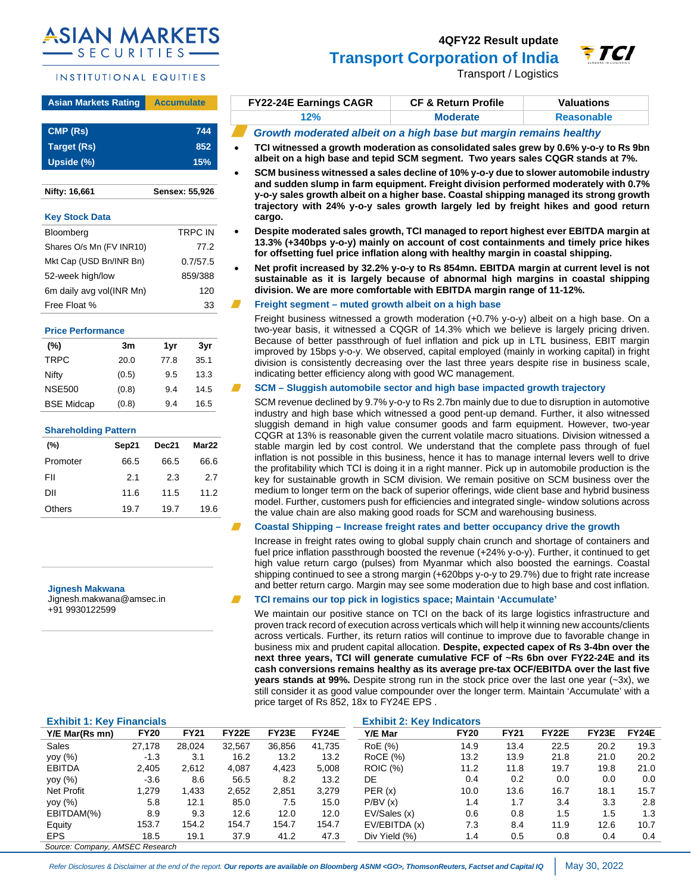ASIAN MARKETS SECURITIES

INSTITUTIONAL EQUITIES

**4QFY22 Result update**

# Transport Corporation of India

Transport / Logistics

| Asian Markets Rating | Accumulate |
|---|---|
| CMP (Rs) | 744 |
| Target (Rs) | 852 |
| Upside (%) | 15% |

| Nifty: 16,661 | Sensex: 55,926 |
|---|---|

**Key Stock Data**

| | |
|---|---|
| Bloomberg | TRPC IN |
| Shares O/s Mn (FV INR10) | 77.2 |
| Mkt Cap (USD Bn/INR Bn) | 0.7/57.5 |
| 52-week high/low | 859/388 |
| 6m daily avg vol(INR Mn) | 120 |
| Free Float % | 33 |

**Price Performance**

| (%) | 3m | 1yr | 3yr |
|---|---|---|---|
| TRPC | 20.0 | 77.8 | 35.1 |
| Nifty | (0.5) | 9.5 | 13.3 |
| NSE500 | (0.8) | 9.4 | 14.5 |
| BSE Midcap | (0.8) | 9.4 | 16.5 |

**Shareholding Pattern**

| (%) | Sep21 | Dec21 | Mar22 |
|---|---|---|---|
| Promoter | 66.5 | 66.5 | 66.6 |
| FII | 2.1 | 2.3 | 2.7 |
| DII | 11.6 | 11.5 | 11.2 |
| Others | 19.7 | 19.7 | 19.6 |

**Jignesh Makwana**
Jignesh.makwana@amsec.in
+91 9930122599

| FY22-24E Earnings CAGR | CF & Return Profile | Valuations |
|---|---|---|
| 12% | Moderate | Reasonable |

## *Growth moderated albeit on a high base but margin remains healthy*

- **TCI witnessed a growth moderation as consolidated sales grew by 0.6% y-o-y to Rs 9bn albeit on a high base and tepid SCM segment. Two years sales CQGR stands at 7%.**
- **SCM business witnessed a sales decline of 10% y-o-y due to slower automobile industry and sudden slump in farm equipment. Freight division performed moderately with 0.7% y-o-y sales growth albeit on a higher base. Coastal shipping managed its strong growth trajectory with 24% y-o-y sales growth largely led by freight hikes and good return cargo.**
- **Despite moderated sales growth, TCI managed to report highest ever EBITDA margin at 13.3% (+340bps y-o-y) mainly on account of cost containments and timely price hikes for offsetting fuel price inflation along with healthy margin in coastal shipping.**
- **Net profit increased by 32.2% y-o-y to Rs 854mn. EBITDA margin at current level is not sustainable as it is largely because of abnormal high margins in coastal shipping division. We are more comfortable with EBITDA margin range of 11-12%.**

### Freight segment – muted growth albeit on a high base

Freight business witnessed a growth moderation (+0.7% y-o-y) albeit on a high base. On a two-year basis, it witnessed a CQGR of 14.3% which we believe is largely pricing driven. Because of better passthrough of fuel inflation and pick up in LTL business, EBIT margin improved by 15bps y-o-y. We observed, capital employed (mainly in working capital) in fright division is consistently decreasing over the last three years despite rise in business scale, indicating better efficiency along with good WC management.

### SCM – Sluggish automobile sector and high base impacted growth trajectory

SCM revenue declined by 9.7% y-o-y to Rs 2.7bn mainly due to due to disruption in automotive industry and high base which witnessed a good pent-up demand. Further, it also witnessed sluggish demand in high value consumer goods and farm equipment. However, two-year CQGR at 13% is reasonable given the current volatile macro situations. Division witnessed a stable margin led by cost control. We understand that the complete pass through of fuel inflation is not possible in this business, hence it has to manage internal levers well to drive the profitability which TCI is doing it in a right manner. Pick up in automobile production is the key for sustainable growth in SCM division. We remain positive on SCM business over the medium to longer term on the back of superior offerings, wide client base and hybrid business model. Further, customers push for efficiencies and integrated single- window solutions across the value chain are also making good roads for SCM and warehousing business.

### Coastal Shipping – Increase freight rates and better occupancy drive the growth

Increase in freight rates owing to global supply chain crunch and shortage of containers and fuel price inflation passthrough boosted the revenue (+24% y-o-y). Further, it continued to get high value return cargo (pulses) from Myanmar which also boosted the earnings. Coastal shipping continued to see a strong margin (+620bps y-o-y to 29.7%) due to fright rate increase and better return cargo. Margin may see some moderation due to high base and cost inflation.

### TCI remains our top pick in logistics space; Maintain 'Accumulate'

We maintain our positive stance on TCI on the back of its large logistics infrastructure and proven track record of execution across verticals which will help it winning new accounts/clients across verticals. Further, its return ratios will continue to improve due to favorable change in business mix and prudent capital allocation. **Despite, expected capex of Rs 3-4bn over the next three years, TCI will generate cumulative FCF of ~Rs 6bn over FY22-24E and its cash conversions remains healthy as its average pre-tax OCF/EBITDA over the last five years stands at 99%.** Despite strong run in the stock price over the last one year (~3x), we still consider it as good value compounder over the longer term. Maintain 'Accumulate' with a price target of Rs 852, 18x to FY24E EPS .

**Exhibit 1: Key Financials**

| Y/E Mar(Rs mn) | FY20 | FY21 | FY22E | FY23E | FY24E |
|---|---|---|---|---|---|
| Sales | 27,178 | 28,024 | 32,567 | 36,856 | 41,735 |
| yoy (%) | -1.3 | 3.1 | 16.2 | 13.2 | 13.2 |
| EBITDA | 2,405 | 2,612 | 4,087 | 4,423 | 5,008 |
| yoy (%) | -3.6 | 8.6 | 56.5 | 8.2 | 13.2 |
| Net Profit | 1,279 | 1,433 | 2,652 | 2,851 | 3,279 |
| yoy (%) | 5.8 | 12.1 | 85.0 | 7.5 | 15.0 |
| EBITDAM(%) | 8.9 | 9.3 | 12.6 | 12.0 | 12.0 |
| Equity | 153.7 | 154.2 | 154.7 | 154.7 | 154.7 |
| EPS | 18.5 | 19.1 | 37.9 | 41.2 | 47.3 |

Source: Company, AMSEC Research

**Exhibit 2: Key Indicators**

| Y/E Mar | FY20 | FY21 | FY22E | FY23E | FY24E |
|---|---|---|---|---|---|
| RoE (%) | 14.9 | 13.4 | 22.5 | 20.2 | 19.3 |
| RoCE (%) | 13.2 | 13.9 | 21.8 | 21.0 | 20.2 |
| ROIC (%) | 11.2 | 11.8 | 19.7 | 19.8 | 21.0 |
| DE | 0.4 | 0.2 | 0.0 | 0.0 | 0.0 |
| PER (x) | 10.0 | 13.6 | 16.7 | 18.1 | 15.7 |
| P/BV (x) | 1.4 | 1.7 | 3.4 | 3.3 | 2.8 |
| EV/Sales (x) | 0.6 | 0.8 | 1.5 | 1.5 | 1.3 |
| EV/EBITDA (x) | 7.3 | 8.4 | 11.9 | 12.6 | 10.7 |
| Div Yield (%) | 1.4 | 0.5 | 0.8 | 0.4 | 0.4 |

*Refer Disclosures & Disclaimer at the end of the report.* ***Our reports are available on Bloomberg ASNM <GO>, ThomsonReuters, Factset and Capital IQ*** May 30, 2022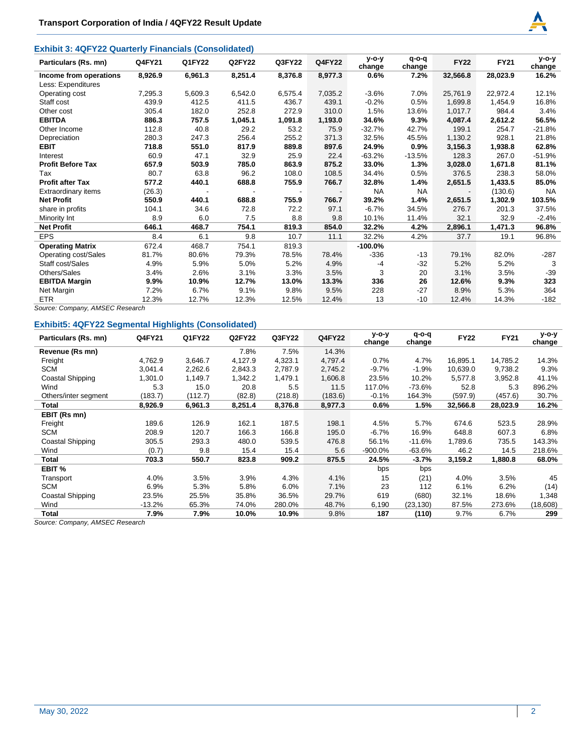### Exhibit 3: 4QFY22 Quarterly Financials (Consolidated)

| Particulars (Rs. mn) | Q4FY21 | Q1FY22 | Q2FY22 | Q3FY22 | Q4FY22 | y-o-y change | q-o-q change | FY22 | FY21 | y-o-y change |
|---|---|---|---|---|---|---|---|---|---|---|
| **Income from operations** | **8,926.9** | **6,961.3** | **8,251.4** | **8,376.8** | **8,977.3** | **0.6%** | **7.2%** | **32,566.8** | **28,023.9** | **16.2%** |
| Less: Expenditures | | | | | | | | | | |
| Operating cost | 7,295.3 | 5,609.3 | 6,542.0 | 6,575.4 | 7,035.2 | -3.6% | 7.0% | 25,761.9 | 22,972.4 | 12.1% |
| Staff cost | 439.9 | 412.5 | 411.5 | 436.7 | 439.1 | -0.2% | 0.5% | 1,699.8 | 1,454.9 | 16.8% |
| Other cost | 305.4 | 182.0 | 252.8 | 272.9 | 310.0 | 1.5% | 13.6% | 1,017.7 | 984.4 | 3.4% |
| **EBITDA** | **886.3** | **757.5** | **1,045.1** | **1,091.8** | **1,193.0** | **34.6%** | **9.3%** | **4,087.4** | **2,612.2** | **56.5%** |
| Other Income | 112.8 | 40.8 | 29.2 | 53.2 | 75.9 | -32.7% | 42.7% | 199.1 | 254.7 | -21.8% |
| Depreciation | 280.3 | 247.3 | 256.4 | 255.2 | 371.3 | 32.5% | 45.5% | 1,130.2 | 928.1 | 21.8% |
| **EBIT** | **718.8** | **551.0** | **817.9** | **889.8** | **897.6** | **24.9%** | **0.9%** | **3,156.3** | **1,938.8** | **62.8%** |
| Interest | 60.9 | 47.1 | 32.9 | 25.9 | 22.4 | -63.2% | -13.5% | 128.3 | 267.0 | -51.9% |
| **Profit Before Tax** | **657.9** | **503.9** | **785.0** | **863.9** | **875.2** | **33.0%** | **1.3%** | **3,028.0** | **1,671.8** | **81.1%** |
| Tax | 80.7 | 63.8 | 96.2 | 108.0 | 108.5 | 34.4% | 0.5% | 376.5 | 238.3 | 58.0% |
| **Profit after Tax** | **577.2** | **440.1** | **688.8** | **755.9** | **766.7** | **32.8%** | **1.4%** | **2,651.5** | **1,433.5** | **85.0%** |
| Extraordinary items | (26.3) | - | - | - | - | NA | NA | - | (130.6) | NA |
| **Net Profit** | **550.9** | **440.1** | **688.8** | **755.9** | **766.7** | **39.2%** | **1.4%** | **2,651.5** | **1,302.9** | **103.5%** |
| share in profits | 104.1 | 34.6 | 72.8 | 72.2 | 97.1 | -6.7% | 34.5% | 276.7 | 201.3 | 37.5% |
| Minority Int | 8.9 | 6.0 | 7.5 | 8.8 | 9.8 | 10.1% | 11.4% | 32.1 | 32.9 | -2.4% |
| **Net Profit** | **646.1** | **468.7** | **754.1** | **819.3** | **854.0** | **32.2%** | **4.2%** | **2,896.1** | **1,471.3** | **96.8%** |
| EPS | 8.4 | 6.1 | 9.8 | 10.7 | 11.1 | 32.2% | 4.2% | 37.7 | 19.1 | 96.8% |
| **Operating Matrix** | 672.4 | 468.7 | 754.1 | 819.3 | | **-100.0%** | | | | |
| Operating cost/Sales | 81.7% | 80.6% | 79.3% | 78.5% | 78.4% | -336 | -13 | 79.1% | 82.0% | -287 |
| Staff cost/Sales | 4.9% | 5.9% | 5.0% | 5.2% | 4.9% | -4 | -32 | 5.2% | 5.2% | 3 |
| Others/Sales | 3.4% | 2.6% | 3.1% | 3.3% | 3.5% | 3 | 20 | 3.1% | 3.5% | -39 |
| **EBITDA Margin** | **9.9%** | **10.9%** | **12.7%** | **13.0%** | **13.3%** | **336** | **26** | **12.6%** | **9.3%** | **323** |
| Net Margin | 7.2% | 6.7% | 9.1% | 9.8% | 9.5% | 228 | -27 | 8.9% | 5.3% | 364 |
| ETR | 12.3% | 12.7% | 12.3% | 12.5% | 12.4% | 13 | -10 | 12.4% | 14.3% | -182 |

*Source: Company, AMSEC Research*

### Exhibit5: 4QFY22 Segmental Highlights (Consolidated)

| Particulars (Rs. mn) | Q4FY21 | Q1FY22 | Q2FY22 | Q3FY22 | Q4FY22 | y-o-y change | q-o-q change | FY22 | FY21 | y-o-y change |
|---|---|---|---|---|---|---|---|---|---|---|
| **Revenue (Rs mn)** | | | 7.8% | 7.5% | 14.3% | | | | | |
| Freight | 4,762.9 | 3,646.7 | 4,127.9 | 4,323.1 | 4,797.4 | 0.7% | 4.7% | 16,895.1 | 14,785.2 | 14.3% |
| SCM | 3,041.4 | 2,262.6 | 2,843.3 | 2,787.9 | 2,745.2 | -9.7% | -1.9% | 10,639.0 | 9,738.2 | 9.3% |
| Coastal Shipping | 1,301.0 | 1,149.7 | 1,342.2 | 1,479.1 | 1,606.8 | 23.5% | 10.2% | 5,577.8 | 3,952.8 | 41.1% |
| Wind | 5.3 | 15.0 | 20.8 | 5.5 | 11.5 | 117.0% | -73.6% | 52.8 | 5.3 | 896.2% |
| Others/inter segment | (183.7) | (112.7) | (82.8) | (218.8) | (183.6) | -0.1% | 164.3% | (597.9) | (457.6) | 30.7% |
| **Total** | **8,926.9** | **6,961.3** | **8,251.4** | **8,376.8** | **8,977.3** | **0.6%** | **1.5%** | **32,566.8** | **28,023.9** | **16.2%** |
| **EBIT (Rs mn)** | | | | | | | | | | |
| Freight | 189.6 | 126.9 | 162.1 | 187.5 | 198.1 | 4.5% | 5.7% | 674.6 | 523.5 | 28.9% |
| SCM | 208.9 | 120.7 | 166.3 | 166.8 | 195.0 | -6.7% | 16.9% | 648.8 | 607.3 | 6.8% |
| Coastal Shipping | 305.5 | 293.3 | 480.0 | 539.5 | 476.8 | 56.1% | -11.6% | 1,789.6 | 735.5 | 143.3% |
| Wind | (0.7) | 9.8 | 15.4 | 15.4 | 5.6 | -900.0% | -63.6% | 46.2 | 14.5 | 218.6% |
| **Total** | **703.3** | **550.7** | **823.8** | **909.2** | **875.5** | **24.5%** | **-3.7%** | **3,159.2** | **1,880.8** | **68.0%** |
| **EBIT %** | | | | | | bps | bps | | | |
| Transport | 4.0% | 3.5% | 3.9% | 4.3% | 4.1% | 15 | (21) | 4.0% | 3.5% | 45 |
| SCM | 6.9% | 5.3% | 5.8% | 6.0% | 7.1% | 23 | 112 | 6.1% | 6.2% | (14) |
| Coastal Shipping | 23.5% | 25.5% | 35.8% | 36.5% | 29.7% | 619 | (680) | 32.1% | 18.6% | 1,348 |
| Wind | -13.2% | 65.3% | 74.0% | 280.0% | 48.7% | 6,190 | (23,130) | 87.5% | 273.6% | (18,608) |
| **Total** | **7.9%** | **7.9%** | **10.0%** | **10.9%** | **9.8%** | **187** | **(110)** | **9.7%** | **6.7%** | **299** |

*Source: Company, AMSEC Research*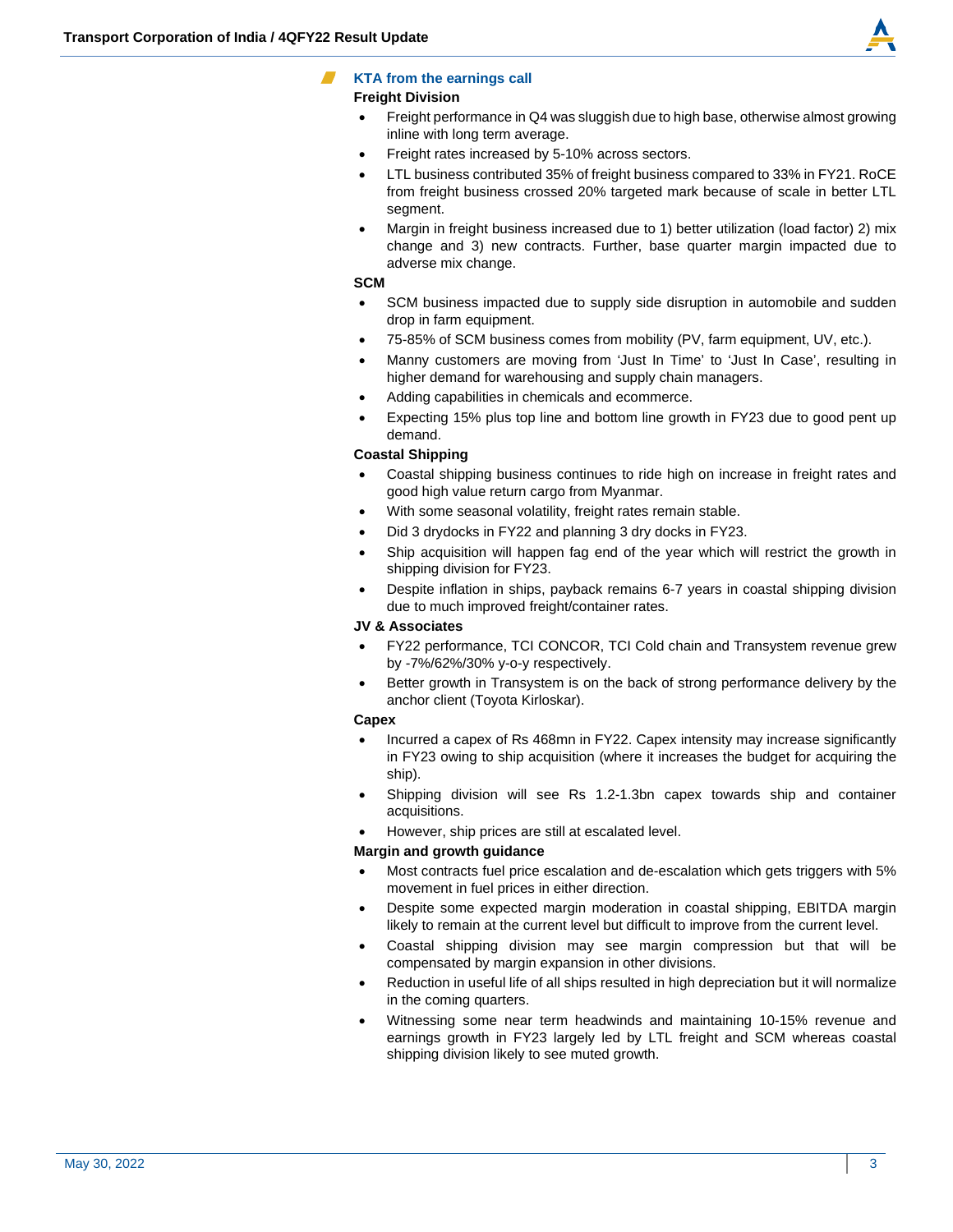## KTA from the earnings call

### Freight Division

- Freight performance in Q4 was sluggish due to high base, otherwise almost growing inline with long term average.
- Freight rates increased by 5-10% across sectors.
- LTL business contributed 35% of freight business compared to 33% in FY21. RoCE from freight business crossed 20% targeted mark because of scale in better LTL segment.
- Margin in freight business increased due to 1) better utilization (load factor) 2) mix change and 3) new contracts. Further, base quarter margin impacted due to adverse mix change.

### SCM

- SCM business impacted due to supply side disruption in automobile and sudden drop in farm equipment.
- 75-85% of SCM business comes from mobility (PV, farm equipment, UV, etc.).
- Manny customers are moving from 'Just In Time' to 'Just In Case', resulting in higher demand for warehousing and supply chain managers.
- Adding capabilities in chemicals and ecommerce.
- Expecting 15% plus top line and bottom line growth in FY23 due to good pent up demand.

### Coastal Shipping

- Coastal shipping business continues to ride high on increase in freight rates and good high value return cargo from Myanmar.
- With some seasonal volatility, freight rates remain stable.
- Did 3 drydocks in FY22 and planning 3 dry docks in FY23.
- Ship acquisition will happen fag end of the year which will restrict the growth in shipping division for FY23.
- Despite inflation in ships, payback remains 6-7 years in coastal shipping division due to much improved freight/container rates.

### JV & Associates

- FY22 performance, TCI CONCOR, TCI Cold chain and Transystem revenue grew by -7%/62%/30% y-o-y respectively.
- Better growth in Transystem is on the back of strong performance delivery by the anchor client (Toyota Kirloskar).

### Capex

- Incurred a capex of Rs 468mn in FY22. Capex intensity may increase significantly in FY23 owing to ship acquisition (where it increases the budget for acquiring the ship).
- Shipping division will see Rs 1.2-1.3bn capex towards ship and container acquisitions.
- However, ship prices are still at escalated level.

### Margin and growth guidance

- Most contracts fuel price escalation and de-escalation which gets triggers with 5% movement in fuel prices in either direction.
- Despite some expected margin moderation in coastal shipping, EBITDA margin likely to remain at the current level but difficult to improve from the current level.
- Coastal shipping division may see margin compression but that will be compensated by margin expansion in other divisions.
- Reduction in useful life of all ships resulted in high depreciation but it will normalize in the coming quarters.
- Witnessing some near term headwinds and maintaining 10-15% revenue and earnings growth in FY23 largely led by LTL freight and SCM whereas coastal shipping division likely to see muted growth.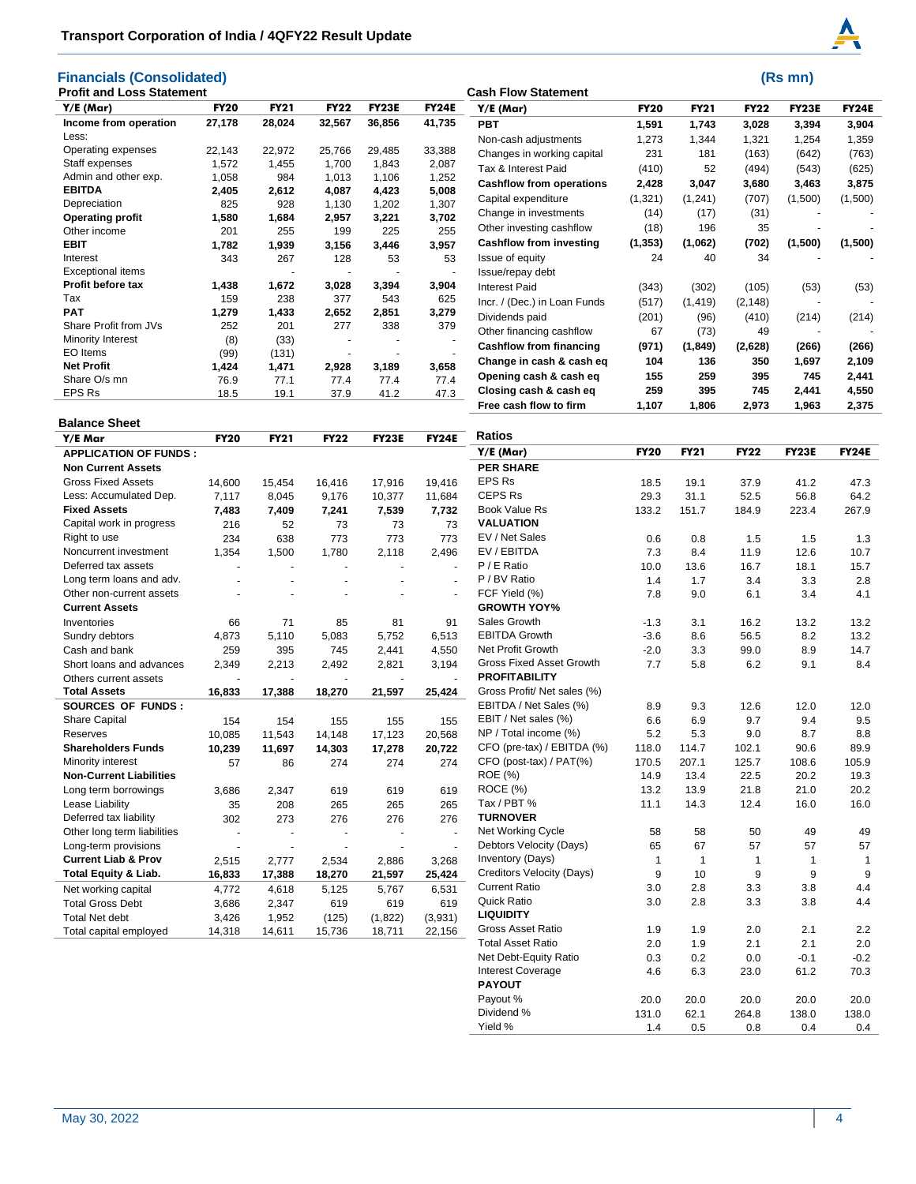## Financials (Consolidated)

(Rs mn)

### Profit and Loss Statement

| Y/E (Mar) | FY20 | FY21 | FY22 | FY23E | FY24E |
|---|---|---|---|---|---|
| **Income from operation** | **27,178** | **28,024** | **32,567** | **36,856** | **41,735** |
| Less: | | | | | |
| Operating expenses | 22,143 | 22,972 | 25,766 | 29,485 | 33,388 |
| Staff expenses | 1,572 | 1,455 | 1,700 | 1,843 | 2,087 |
| Admin and other exp. | 1,058 | 984 | 1,013 | 1,106 | 1,252 |
| **EBITDA** | **2,405** | **2,612** | **4,087** | **4,423** | **5,008** |
| Depreciation | 825 | 928 | 1,130 | 1,202 | 1,307 |
| **Operating profit** | **1,580** | **1,684** | **2,957** | **3,221** | **3,702** |
| Other income | 201 | 255 | 199 | 225 | 255 |
| **EBIT** | **1,782** | **1,939** | **3,156** | **3,446** | **3,957** |
| Interest | 343 | 267 | 128 | 53 | 53 |
| Exceptional items | | - | - | - | - |
| **Profit before tax** | **1,438** | **1,672** | **3,028** | **3,394** | **3,904** |
| Tax | 159 | 238 | 377 | 543 | 625 |
| **PAT** | **1,279** | **1,433** | **2,652** | **2,851** | **3,279** |
| Share Profit from JVs | 252 | 201 | 277 | 338 | 379 |
| Minority Interest | (8) | (33) | - | - | - |
| EO Items | (99) | (131) | - | - | - |
| **Net Profit** | **1,424** | **1,471** | **2,928** | **3,189** | **3,658** |
| Share O/s mn | 76.9 | 77.1 | 77.4 | 77.4 | 77.4 |
| EPS Rs | 18.5 | 19.1 | 37.9 | 41.2 | 47.3 |

### Balance Sheet

| Y/E Mar | FY20 | FY21 | FY22 | FY23E | FY24E |
|---|---|---|---|---|---|
| **APPLICATION OF FUNDS :** | | | | | |
| **Non Current Assets** | | | | | |
| Gross Fixed Assets | 14,600 | 15,454 | 16,416 | 17,916 | 19,416 |
| Less: Accumulated Dep. | 7,117 | 8,045 | 9,176 | 10,377 | 11,684 |
| **Fixed Assets** | **7,483** | **7,409** | **7,241** | **7,539** | **7,732** |
| Capital work in progress | 216 | 52 | 73 | 73 | 73 |
| Right to use | 234 | 638 | 773 | 773 | 773 |
| Noncurrent investment | 1,354 | 1,500 | 1,780 | 2,118 | 2,496 |
| Deferred tax assets | - | - | - | - | - |
| Long term loans and adv. | - | - | - | - | - |
| Other non-current assets | - | - | - | - | - |
| **Current Assets** | | | | | |
| Inventories | 66 | 71 | 85 | 81 | 91 |
| Sundry debtors | 4,873 | 5,110 | 5,083 | 5,752 | 6,513 |
| Cash and bank | 259 | 395 | 745 | 2,441 | 4,550 |
| Short loans and advances | 2,349 | 2,213 | 2,492 | 2,821 | 3,194 |
| Others current assets | - | - | - | - | - |
| **Total Assets** | **16,833** | **17,388** | **18,270** | **21,597** | **25,424** |
| **SOURCES OF FUNDS :** | | | | | |
| Share Capital | 154 | 154 | 155 | 155 | 155 |
| Reserves | 10,085 | 11,543 | 14,148 | 17,123 | 20,568 |
| **Shareholders Funds** | **10,239** | **11,697** | **14,303** | **17,278** | **20,722** |
| Minority interest | 57 | 86 | 274 | 274 | 274 |
| **Non-Current Liabilities** | | | | | |
| Long term borrowings | 3,686 | 2,347 | 619 | 619 | 619 |
| Lease Liability | 35 | 208 | 265 | 265 | 265 |
| Deferred tax liability | 302 | 273 | 276 | 276 | 276 |
| Other long term liabilities | - | - | - | - | - |
| Long-term provisions | - | - | - | - | - |
| **Current Liab & Prov** | 2,515 | 2,777 | 2,534 | 2,886 | 3,268 |
| **Total Equity & Liab.** | **16,833** | **17,388** | **18,270** | **21,597** | **25,424** |
| Net working capital | 4,772 | 4,618 | 5,125 | 5,767 | 6,531 |
| Total Gross Debt | 3,686 | 2,347 | 619 | 619 | 619 |
| Total Net debt | 3,426 | 1,952 | (125) | (1,822) | (3,931) |
| Total capital employed | 14,318 | 14,611 | 15,736 | 18,711 | 22,156 |

### Cash Flow Statement

| Y/E (Mar) | FY20 | FY21 | FY22 | FY23E | FY24E |
|---|---|---|---|---|---|
| **PBT** | **1,591** | **1,743** | **3,028** | **3,394** | **3,904** |
| Non-cash adjustments | 1,273 | 1,344 | 1,321 | 1,254 | 1,359 |
| Changes in working capital | 231 | 181 | (163) | (642) | (763) |
| Tax & Interest Paid | (410) | 52 | (494) | (543) | (625) |
| **Cashflow from operations** | **2,428** | **3,047** | **3,680** | **3,463** | **3,875** |
| Capital expenditure | (1,321) | (1,241) | (707) | (1,500) | (1,500) |
| Change in investments | (14) | (17) | (31) | - | - |
| Other investing cashflow | (18) | 196 | 35 | - | - |
| **Cashflow from investing** | **(1,353)** | **(1,062)** | **(702)** | **(1,500)** | **(1,500)** |
| Issue of equity | 24 | 40 | 34 | - | - |
| Issue/repay debt | | | | | |
| Interest Paid | (343) | (302) | (105) | (53) | (53) |
| Incr. / (Dec.) in Loan Funds | (517) | (1,419) | (2,148) | - | - |
| Dividends paid | (201) | (96) | (410) | (214) | (214) |
| Other financing cashflow | 67 | (73) | 49 | - | - |
| **Cashflow from financing** | **(971)** | **(1,849)** | **(2,628)** | **(266)** | **(266)** |
| **Change in cash & cash eq** | **104** | **136** | **350** | **1,697** | **2,109** |
| **Opening cash & cash eq** | **155** | **259** | **395** | **745** | **2,441** |
| **Closing cash & cash eq** | **259** | **395** | **745** | **2,441** | **4,550** |
| **Free cash flow to firm** | **1,107** | **1,806** | **2,973** | **1,963** | **2,375** |

### Ratios

| Y/E (Mar) | FY20 | FY21 | FY22 | FY23E | FY24E |
|---|---|---|---|---|---|
| **PER SHARE** | | | | | |
| EPS Rs | 18.5 | 19.1 | 37.9 | 41.2 | 47.3 |
| CEPS Rs | 29.3 | 31.1 | 52.5 | 56.8 | 64.2 |
| Book Value Rs | 133.2 | 151.7 | 184.9 | 223.4 | 267.9 |
| **VALUATION** | | | | | |
| EV / Net Sales | 0.6 | 0.8 | 1.5 | 1.5 | 1.3 |
| EV / EBITDA | 7.3 | 8.4 | 11.9 | 12.6 | 10.7 |
| P / E Ratio | 10.0 | 13.6 | 16.7 | 18.1 | 15.7 |
| P / BV Ratio | 1.4 | 1.7 | 3.4 | 3.3 | 2.8 |
| FCF Yield (%) | 7.8 | 9.0 | 6.1 | 3.4 | 4.1 |
| **GROWTH YOY%** | | | | | |
| Sales Growth | -1.3 | 3.1 | 16.2 | 13.2 | 13.2 |
| EBITDA Growth | -3.6 | 8.6 | 56.5 | 8.2 | 13.2 |
| Net Profit Growth | -2.0 | 3.3 | 99.0 | 8.9 | 14.7 |
| Gross Fixed Asset Growth | 7.7 | 5.8 | 6.2 | 9.1 | 8.4 |
| **PROFITABILITY** | | | | | |
| Gross Profit/ Net sales (%) | | | | | |
| EBITDA / Net Sales (%) | 8.9 | 9.3 | 12.6 | 12.0 | 12.0 |
| EBIT / Net sales (%) | 6.6 | 6.9 | 9.7 | 9.4 | 9.5 |
| NP / Total income (%) | 5.2 | 5.3 | 9.0 | 8.7 | 8.8 |
| CFO (pre-tax) / EBITDA (%) | 118.0 | 114.7 | 102.1 | 90.6 | 89.9 |
| CFO (post-tax) / PAT(%) | 170.5 | 207.1 | 125.7 | 108.6 | 105.9 |
| ROE (%) | 14.9 | 13.4 | 22.5 | 20.2 | 19.3 |
| ROCE (%) | 13.2 | 13.9 | 21.8 | 21.0 | 20.2 |
| Tax / PBT % | 11.1 | 14.3 | 12.4 | 16.0 | 16.0 |
| **TURNOVER** | | | | | |
| Net Working Cycle | 58 | 58 | 50 | 49 | 49 |
| Debtors Velocity (Days) | 65 | 67 | 57 | 57 | 57 |
| Inventory (Days) | 1 | 1 | 1 | 1 | 1 |
| Creditors Velocity (Days) | 9 | 10 | 9 | 9 | 9 |
| Current Ratio | 3.0 | 2.8 | 3.3 | 3.8 | 4.4 |
| Quick Ratio | 3.0 | 2.8 | 3.3 | 3.8 | 4.4 |
| **LIQUIDITY** | | | | | |
| Gross Asset Ratio | 1.9 | 1.9 | 2.0 | 2.1 | 2.2 |
| Total Asset Ratio | 2.0 | 1.9 | 2.1 | 2.1 | 2.0 |
| Net Debt-Equity Ratio | 0.3 | 0.2 | 0.0 | -0.1 | -0.2 |
| Interest Coverage | 4.6 | 6.3 | 23.0 | 61.2 | 70.3 |
| **PAYOUT** | | | | | |
| Payout % | 20.0 | 20.0 | 20.0 | 20.0 | 20.0 |
| Dividend % | 131.0 | 62.1 | 264.8 | 138.0 | 138.0 |
| Yield % | 1.4 | 0.5 | 0.8 | 0.4 | 0.4 |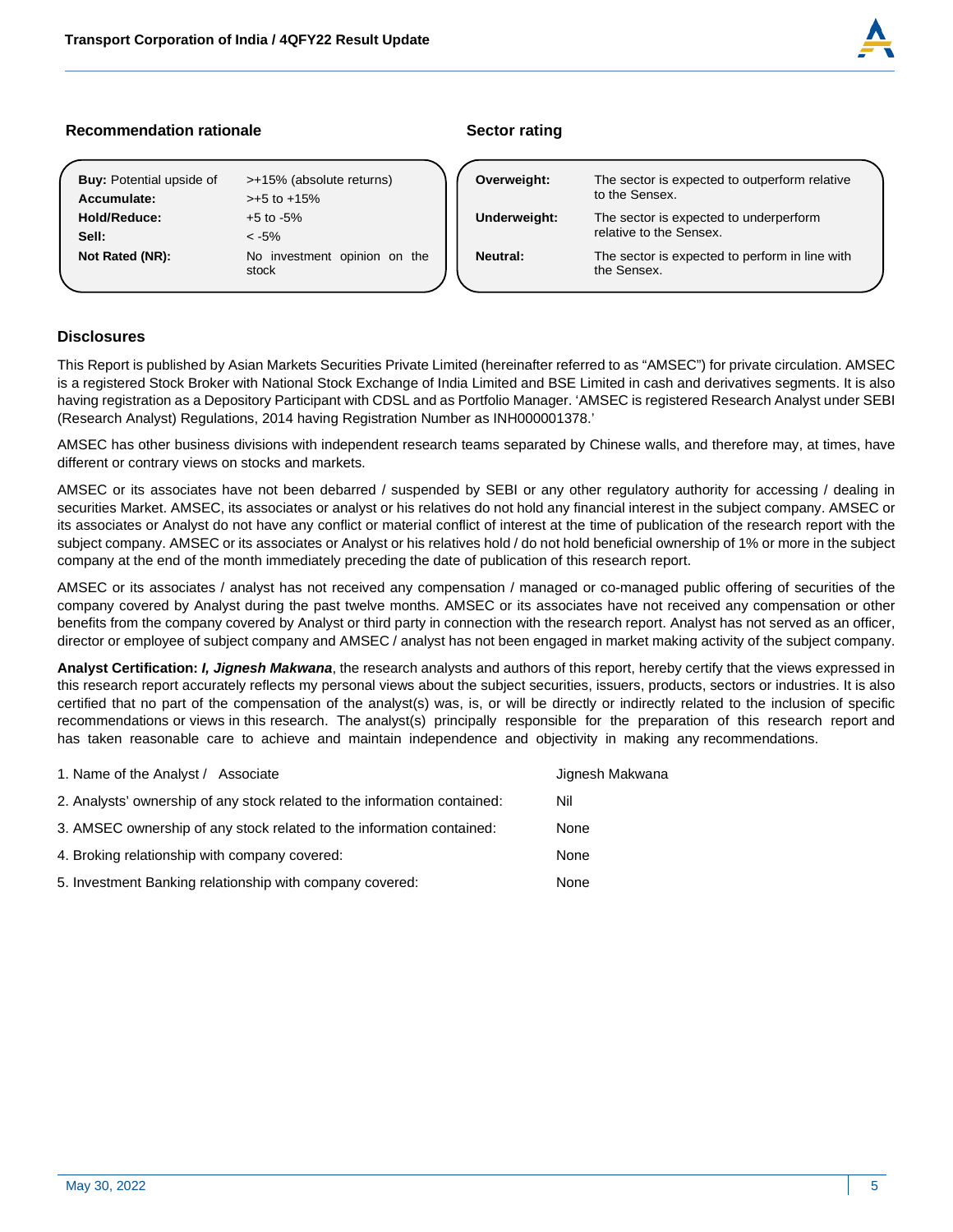**Recommendation rationale**

| | |
|---|---|
| **Buy:** Potential upside of | >+15% (absolute returns) |
| **Accumulate:** | >+5 to +15% |
| **Hold/Reduce:** | +5 to -5% |
| **Sell:** | < -5% |
| **Not Rated (NR):** | No investment opinion on the stock |

**Sector rating**

| | |
|---|---|
| **Overweight:** | The sector is expected to outperform relative to the Sensex. |
| **Underweight:** | The sector is expected to underperform relative to the Sensex. |
| **Neutral:** | The sector is expected to perform in line with the Sensex. |

## Disclosures

This Report is published by Asian Markets Securities Private Limited (hereinafter referred to as "AMSEC") for private circulation. AMSEC is a registered Stock Broker with National Stock Exchange of India Limited and BSE Limited in cash and derivatives segments. It is also having registration as a Depository Participant with CDSL and as Portfolio Manager. 'AMSEC is registered Research Analyst under SEBI (Research Analyst) Regulations, 2014 having Registration Number as INH000001378.'

AMSEC has other business divisions with independent research teams separated by Chinese walls, and therefore may, at times, have different or contrary views on stocks and markets.

AMSEC or its associates have not been debarred / suspended by SEBI or any other regulatory authority for accessing / dealing in securities Market. AMSEC, its associates or analyst or his relatives do not hold any financial interest in the subject company. AMSEC or its associates or Analyst do not have any conflict or material conflict of interest at the time of publication of the research report with the subject company. AMSEC or its associates or Analyst or his relatives hold / do not hold beneficial ownership of 1% or more in the subject company at the end of the month immediately preceding the date of publication of this research report.

AMSEC or its associates / analyst has not received any compensation / managed or co-managed public offering of securities of the company covered by Analyst during the past twelve months. AMSEC or its associates have not received any compensation or other benefits from the company covered by Analyst or third party in connection with the research report. Analyst has not served as an officer, director or employee of subject company and AMSEC / analyst has not been engaged in market making activity of the subject company.

**Analyst Certification:** ***I, Jignesh Makwana***, the research analysts and authors of this report, hereby certify that the views expressed in this research report accurately reflects my personal views about the subject securities, issuers, products, sectors or industries. It is also certified that no part of the compensation of the analyst(s) was, is, or will be directly or indirectly related to the inclusion of specific recommendations or views in this research. The analyst(s) principally responsible for the preparation of this research report and has taken reasonable care to achieve and maintain independence and objectivity in making any recommendations.

| | |
|---|---|
| 1. Name of the Analyst / Associate | Jignesh Makwana |
| 2. Analysts' ownership of any stock related to the information contained: | Nil |
| 3. AMSEC ownership of any stock related to the information contained: | None |
| 4. Broking relationship with company covered: | None |
| 5. Investment Banking relationship with company covered: | None |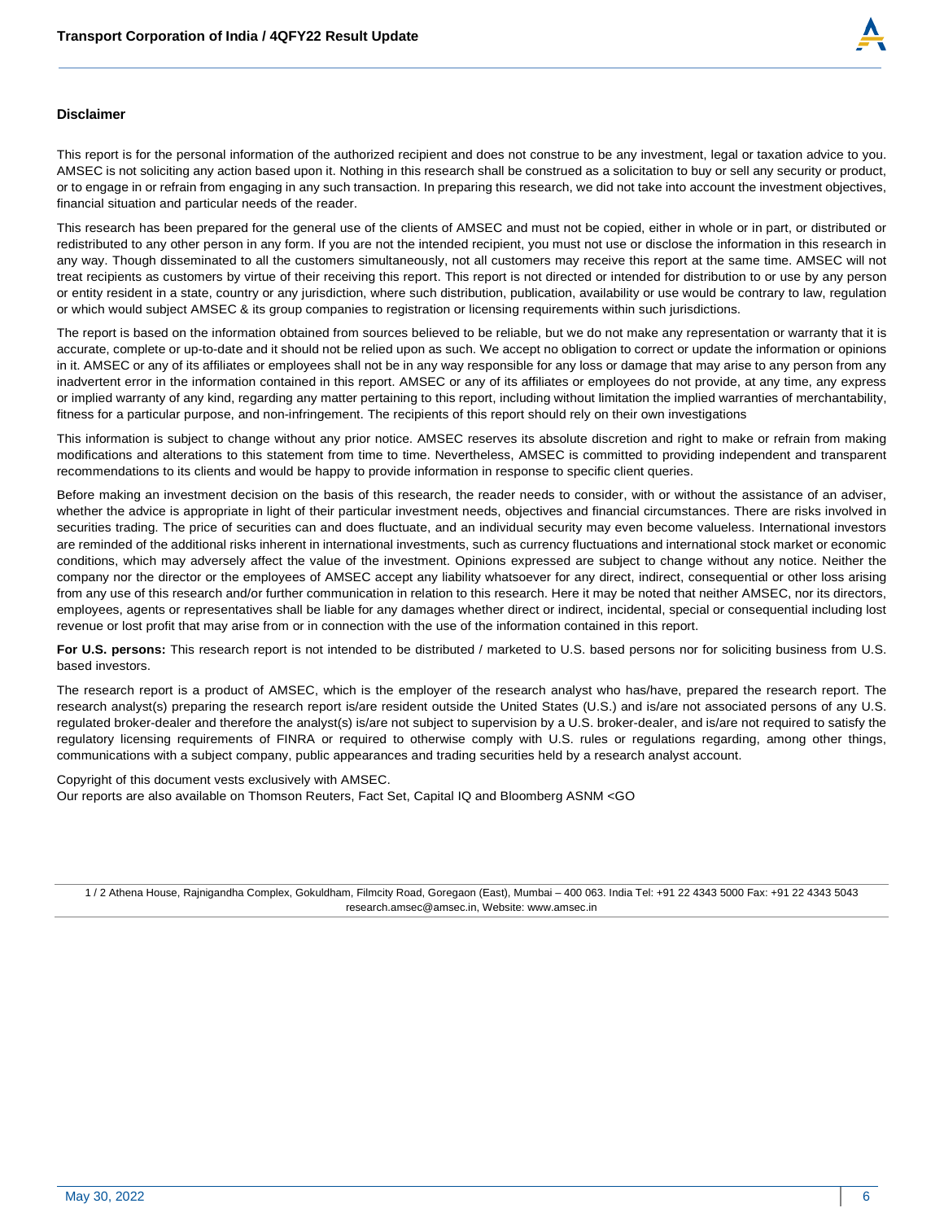## Disclaimer

This report is for the personal information of the authorized recipient and does not construe to be any investment, legal or taxation advice to you. AMSEC is not soliciting any action based upon it. Nothing in this research shall be construed as a solicitation to buy or sell any security or product, or to engage in or refrain from engaging in any such transaction. In preparing this research, we did not take into account the investment objectives, financial situation and particular needs of the reader.

This research has been prepared for the general use of the clients of AMSEC and must not be copied, either in whole or in part, or distributed or redistributed to any other person in any form. If you are not the intended recipient, you must not use or disclose the information in this research in any way. Though disseminated to all the customers simultaneously, not all customers may receive this report at the same time. AMSEC will not treat recipients as customers by virtue of their receiving this report. This report is not directed or intended for distribution to or use by any person or entity resident in a state, country or any jurisdiction, where such distribution, publication, availability or use would be contrary to law, regulation or which would subject AMSEC & its group companies to registration or licensing requirements within such jurisdictions.

The report is based on the information obtained from sources believed to be reliable, but we do not make any representation or warranty that it is accurate, complete or up-to-date and it should not be relied upon as such. We accept no obligation to correct or update the information or opinions in it. AMSEC or any of its affiliates or employees shall not be in any way responsible for any loss or damage that may arise to any person from any inadvertent error in the information contained in this report. AMSEC or any of its affiliates or employees do not provide, at any time, any express or implied warranty of any kind, regarding any matter pertaining to this report, including without limitation the implied warranties of merchantability, fitness for a particular purpose, and non-infringement. The recipients of this report should rely on their own investigations

This information is subject to change without any prior notice. AMSEC reserves its absolute discretion and right to make or refrain from making modifications and alterations to this statement from time to time. Nevertheless, AMSEC is committed to providing independent and transparent recommendations to its clients and would be happy to provide information in response to specific client queries.

Before making an investment decision on the basis of this research, the reader needs to consider, with or without the assistance of an adviser, whether the advice is appropriate in light of their particular investment needs, objectives and financial circumstances. There are risks involved in securities trading. The price of securities can and does fluctuate, and an individual security may even become valueless. International investors are reminded of the additional risks inherent in international investments, such as currency fluctuations and international stock market or economic conditions, which may adversely affect the value of the investment. Opinions expressed are subject to change without any notice. Neither the company nor the director or the employees of AMSEC accept any liability whatsoever for any direct, indirect, consequential or other loss arising from any use of this research and/or further communication in relation to this research. Here it may be noted that neither AMSEC, nor its directors, employees, agents or representatives shall be liable for any damages whether direct or indirect, incidental, special or consequential including lost revenue or lost profit that may arise from or in connection with the use of the information contained in this report.

**For U.S. persons:** This research report is not intended to be distributed / marketed to U.S. based persons nor for soliciting business from U.S. based investors.

The research report is a product of AMSEC, which is the employer of the research analyst who has/have, prepared the research report. The research analyst(s) preparing the research report is/are resident outside the United States (U.S.) and is/are not associated persons of any U.S. regulated broker-dealer and therefore the analyst(s) is/are not subject to supervision by a U.S. broker-dealer, and is/are not required to satisfy the regulatory licensing requirements of FINRA or required to otherwise comply with U.S. rules or regulations regarding, among other things, communications with a subject company, public appearances and trading securities held by a research analyst account.

Copyright of this document vests exclusively with AMSEC.
Our reports are also available on Thomson Reuters, Fact Set, Capital IQ and Bloomberg ASNM <GO

1 / 2 Athena House, Rajnigandha Complex, Gokuldham, Filmcity Road, Goregaon (East), Mumbai – 400 063. India Tel: +91 22 4343 5000 Fax: +91 22 4343 5043
research.amsec@amsec.in, Website: www.amsec.in